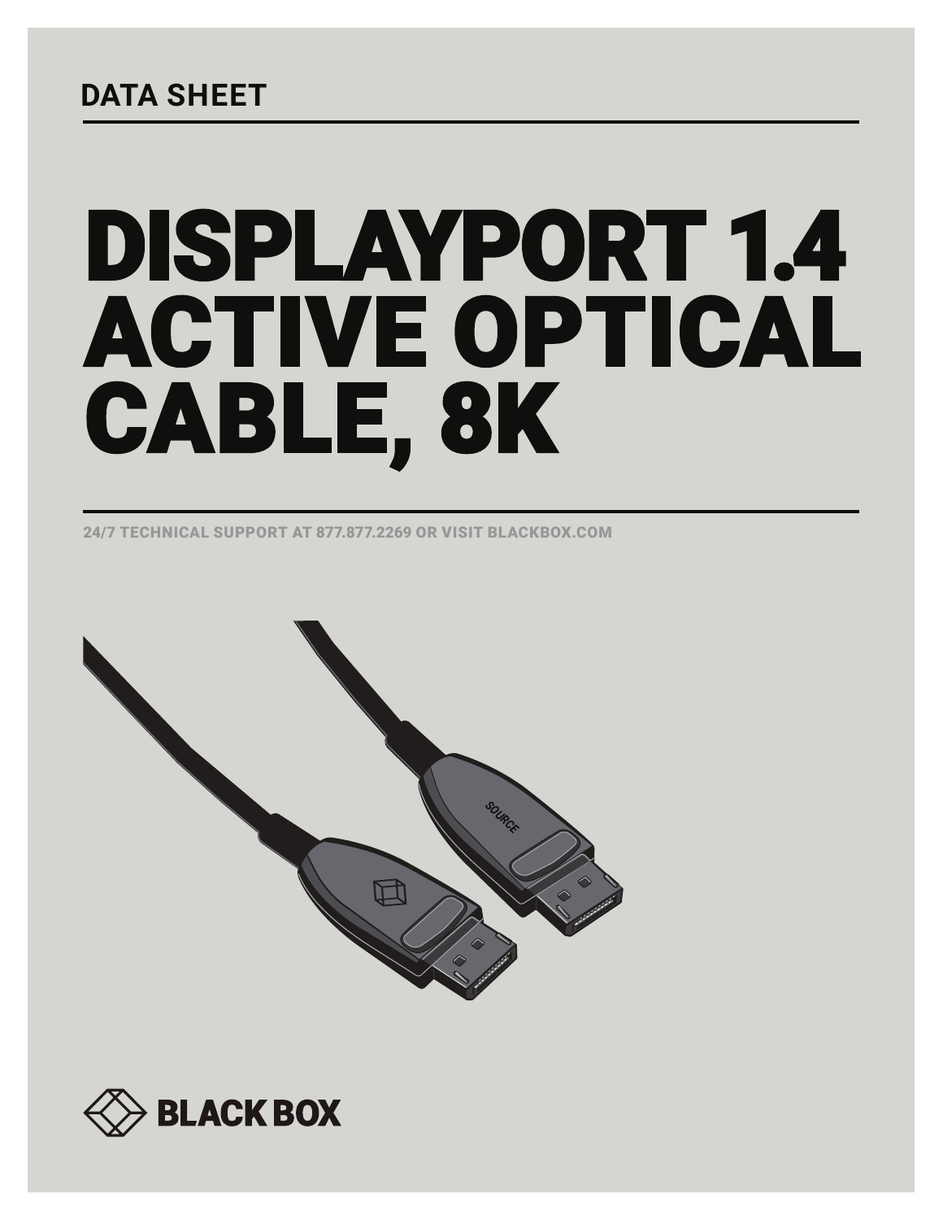DATA SHEET

# DISPLAYPORT 1.4 ACTIVE OPTICAL CABLE, 8K

24/7 TECHNICAL SUPPORT AT 877.877.2269 OR VISIT BLACKBOX.COM

BLACK BOX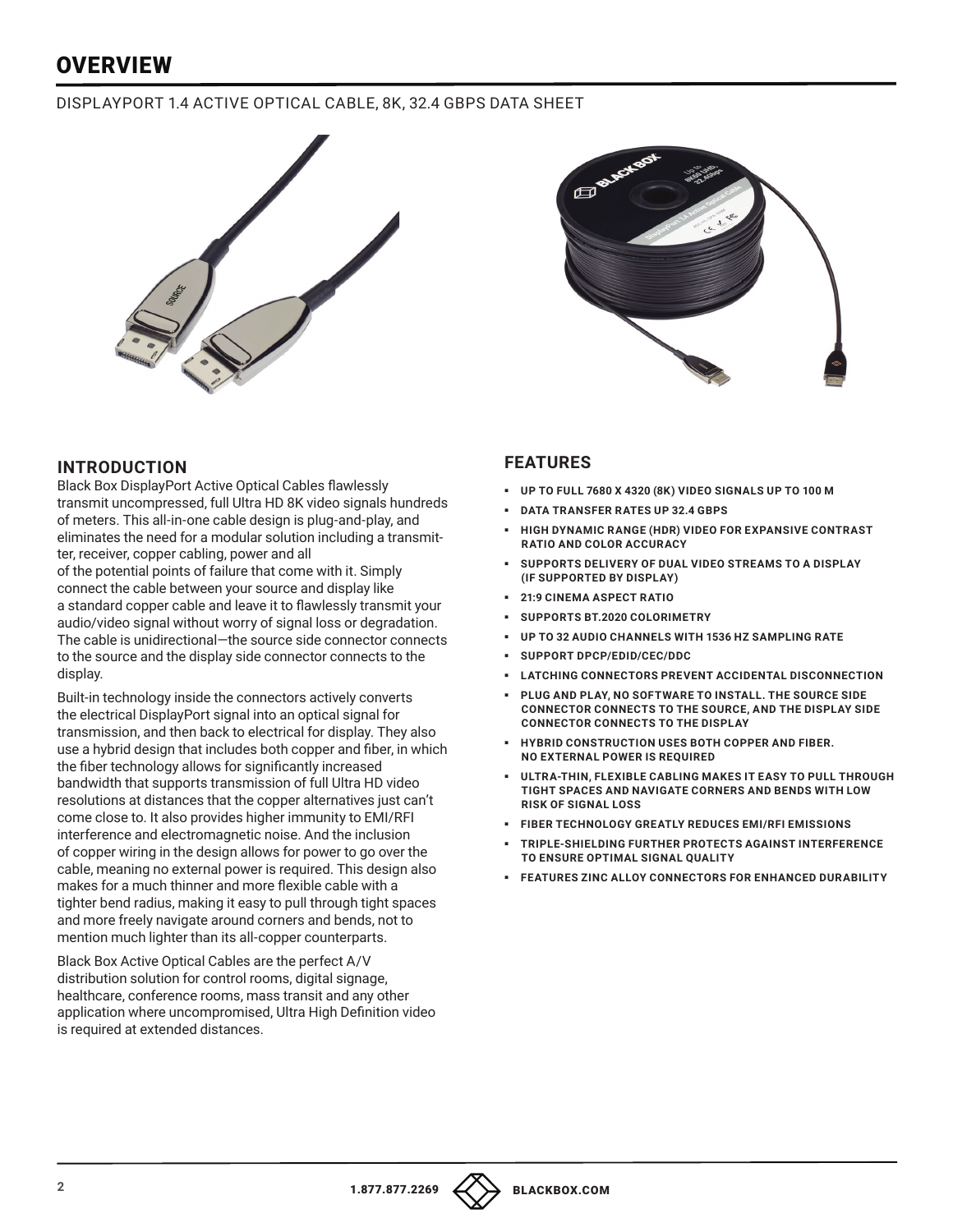# OVERVIEW

DISPLAYPORT 1.4 ACTIVE OPTICAL CABLE, 8K, 32.4 GBPS DATA SHEET

## INTRODUCTION

Black Box DisplayPort Active Optical Cables flawlessly transmit uncompressed, full Ultra HD 8K video signals hundreds of meters. This all-in-one cable design is plug-and-play, and eliminates the need for a modular solution including a transmitter, receiver, copper cabling, power and all of the potential points of failure that come with it. Simply connect the cable between your source and display like a standard copper cable and leave it to flawlessly transmit your audio/video signal without worry of signal loss or degradation. The cable is unidirectional—the source side connector connects to the source and the display side connector connects to the display.

Built-in technology inside the connectors actively converts the electrical DisplayPort signal into an optical signal for transmission, and then back to electrical for display. They also use a hybrid design that includes both copper and fiber, in which the fiber technology allows for significantly increased bandwidth that supports transmission of full Ultra HD video resolutions at distances that the copper alternatives just can't come close to. It also provides higher immunity to EMI/RFI interference and electromagnetic noise. And the inclusion of copper wiring in the design allows for power to go over the cable, meaning no external power is required. This design also makes for a much thinner and more flexible cable with a tighter bend radius, making it easy to pull through tight spaces and more freely navigate around corners and bends, not to mention much lighter than its all-copper counterparts.

Black Box Active Optical Cables are the perfect A/V distribution solution for control rooms, digital signage, healthcare, conference rooms, mass transit and any other application where uncompromised, Ultra High Definition video is required at extended distances.

## FEATURES

- UP TO FULL 7680 X 4320 (8K) VIDEO SIGNALS UP TO 100 M
- DATA TRANSFER RATES UP 32.4 GBPS
- HIGH DYNAMIC RANGE (HDR) VIDEO FOR EXPANSIVE CONTRAST RATIO AND COLOR ACCURACY
- SUPPORTS DELIVERY OF DUAL VIDEO STREAMS TO A DISPLAY (IF SUPPORTED BY DISPLAY)
- 21:9 CINEMA ASPECT RATIO
- SUPPORTS BT.2020 COLORIMETRY
- UP TO 32 AUDIO CHANNELS WITH 1536 HZ SAMPLING RATE
- SUPPORT DPCP/EDID/CEC/DDC
- LATCHING CONNECTORS PREVENT ACCIDENTAL DISCONNECTION
- PLUG AND PLAY, NO SOFTWARE TO INSTALL. THE SOURCE SIDE CONNECTOR CONNECTS TO THE SOURCE, AND THE DISPLAY SIDE CONNECTOR CONNECTS TO THE DISPLAY
- HYBRID CONSTRUCTION USES BOTH COPPER AND FIBER. NO EXTERNAL POWER IS REQUIRED
- ULTRA-THIN, FLEXIBLE CABLING MAKES IT EASY TO PULL THROUGH TIGHT SPACES AND NAVIGATE CORNERS AND BENDS WITH LOW RISK OF SIGNAL LOSS
- FIBER TECHNOLOGY GREATLY REDUCES EMI/RFI EMISSIONS
- TRIPLE-SHIELDING FURTHER PROTECTS AGAINST INTERFERENCE TO ENSURE OPTIMAL SIGNAL QUALITY
- FEATURES ZINC ALLOY CONNECTORS FOR ENHANCED DURABILITY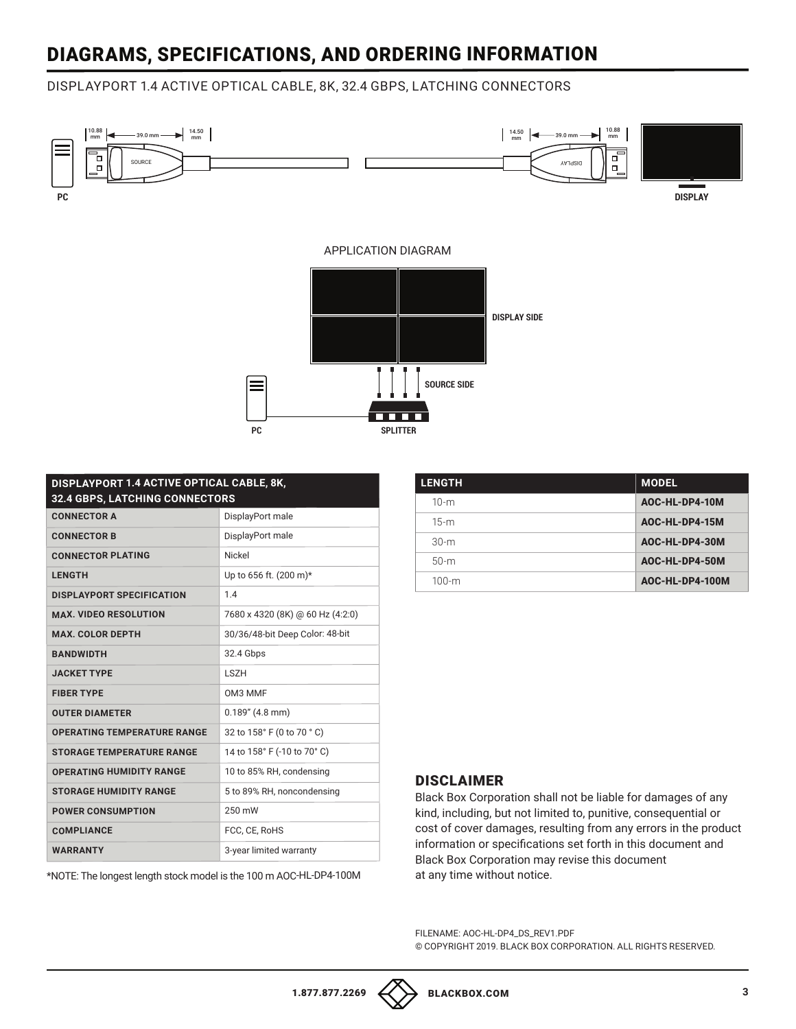# DIAGRAMS, SPECIFICATIONS, AND ORDERING INFORMATION

DISPLAYPORT 1.4 ACTIVE OPTICAL CABLE, 8K, 32.4 GBPS, LATCHING CONNECTORS

10.88 mm
39.0 mm
14.50 mm
SOURCE
PC

14.50 mm
39.0 mm
10.88 mm
DISPLAY
DISPLAY

APPLICATION DIAGRAM

DISPLAY SIDE
SOURCE SIDE
PC
SPLITTER

| DISPLAYPORT 1.4 ACTIVE OPTICAL CABLE, 8K, 32.4 GBPS, LATCHING CONNECTORS | |
|---|---|
| CONNECTOR A | DisplayPort male |
| CONNECTOR B | DisplayPort male |
| CONNECTOR PLATING | Nickel |
| LENGTH | Up to 656 ft. (200 m)* |
| DISPLAYPORT SPECIFICATION | 1.4 |
| MAX. VIDEO RESOLUTION | 7680 x 4320 (8K) @ 60 Hz (4:2:0) |
| MAX. COLOR DEPTH | 30/36/48-bit Deep Color: 48-bit |
| BANDWIDTH | 32.4 Gbps |
| JACKET TYPE | LSZH |
| FIBER TYPE | OM3 MMF |
| OUTER DIAMETER | 0.189" (4.8 mm) |
| OPERATING TEMPERATURE RANGE | 32 to 158° F (0 to 70 ° C) |
| STORAGE TEMPERATURE RANGE | 14 to 158° F (-10 to 70° C) |
| OPERATING HUMIDITY RANGE | 10 to 85% RH, condensing |
| STORAGE HUMIDITY RANGE | 5 to 89% RH, noncondensing |
| POWER CONSUMPTION | 250 mW |
| COMPLIANCE | FCC, CE, RoHS |
| WARRANTY | 3-year limited warranty |

*NOTE: The longest length stock model is the 100 m AOC-HL-DP4-100M

| LENGTH | MODEL |
|---|---|
| 10-m | AOC-HL-DP4-10M |
| 15-m | AOC-HL-DP4-15M |
| 30-m | AOC-HL-DP4-30M |
| 50-m | AOC-HL-DP4-50M |
| 100-m | AOC-HL-DP4-100M |

## DISCLAIMER

Black Box Corporation shall not be liable for damages of any kind, including, but not limited to, punitive, consequential or cost of cover damages, resulting from any errors in the product information or specifications set forth in this document and Black Box Corporation may revise this document at any time without notice.

FILENAME: AOC-HL-DP4_DS_REV1.PDF
© COPYRIGHT 2019. BLACK BOX CORPORATION. ALL RIGHTS RESERVED.

1.877.877.2269 BLACKBOX.COM